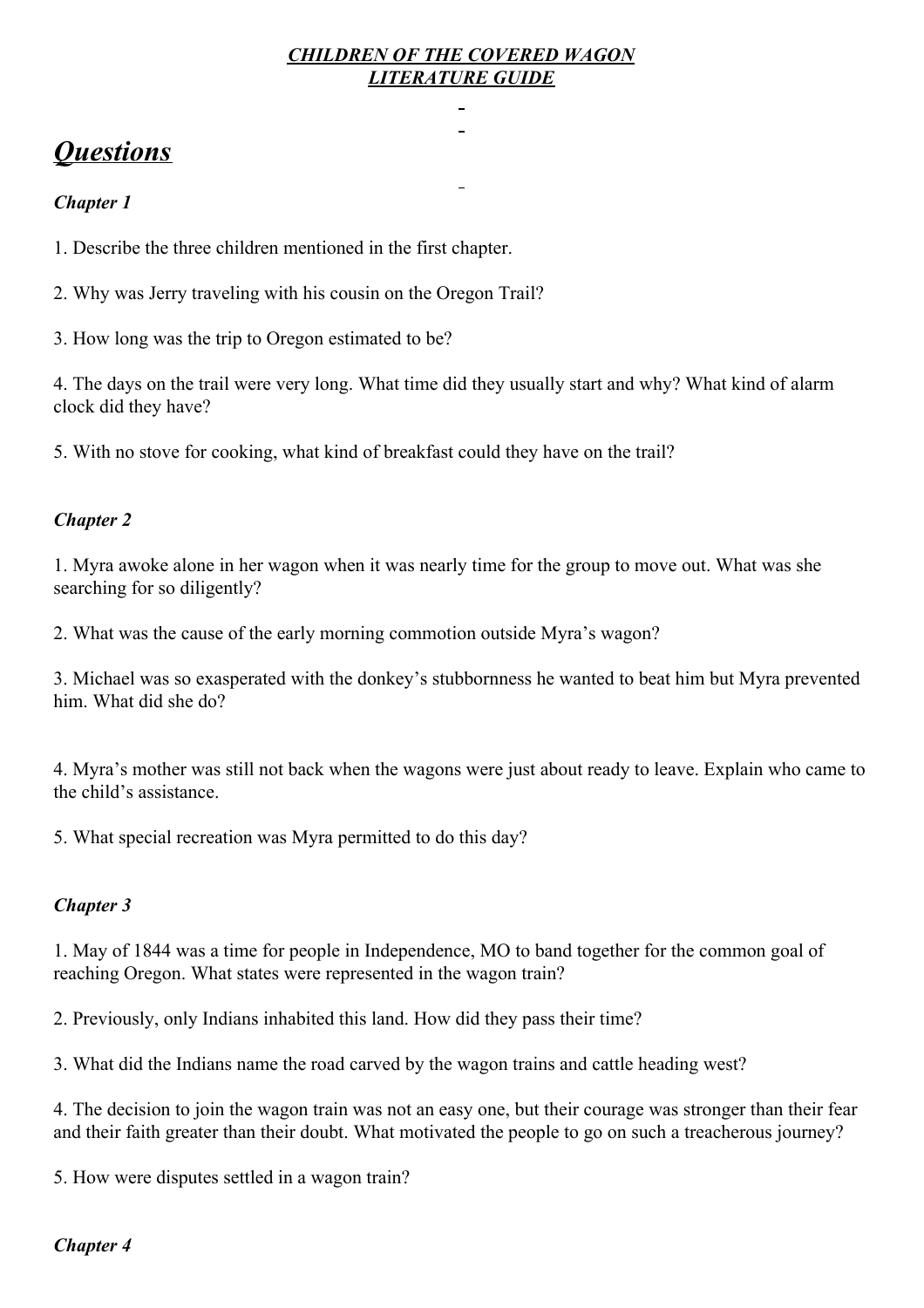***CHILDREN OF THE COVERED WAGON***
***LITERATURE GUIDE***

# ***Questions***

### ***Chapter 1***

1. Describe the three children mentioned in the first chapter.

2. Why was Jerry traveling with his cousin on the Oregon Trail?

3. How long was the trip to Oregon estimated to be?

4. The days on the trail were very long. What time did they usually start and why? What kind of alarm clock did they have?

5. With no stove for cooking, what kind of breakfast could they have on the trail?

### ***Chapter 2***

1. Myra awoke alone in her wagon when it was nearly time for the group to move out. What was she searching for so diligently?

2. What was the cause of the early morning commotion outside Myra's wagon?

3. Michael was so exasperated with the donkey's stubbornness he wanted to beat him but Myra prevented him. What did she do?

4. Myra's mother was still not back when the wagons were just about ready to leave. Explain who came to the child's assistance.

5. What special recreation was Myra permitted to do this day?

### ***Chapter 3***

1. May of 1844 was a time for people in Independence, MO to band together for the common goal of reaching Oregon. What states were represented in the wagon train?

2. Previously, only Indians inhabited this land. How did they pass their time?

3. What did the Indians name the road carved by the wagon trains and cattle heading west?

4. The decision to join the wagon train was not an easy one, but their courage was stronger than their fear and their faith greater than their doubt. What motivated the people to go on such a treacherous journey?

5. How were disputes settled in a wagon train?

### ***Chapter 4***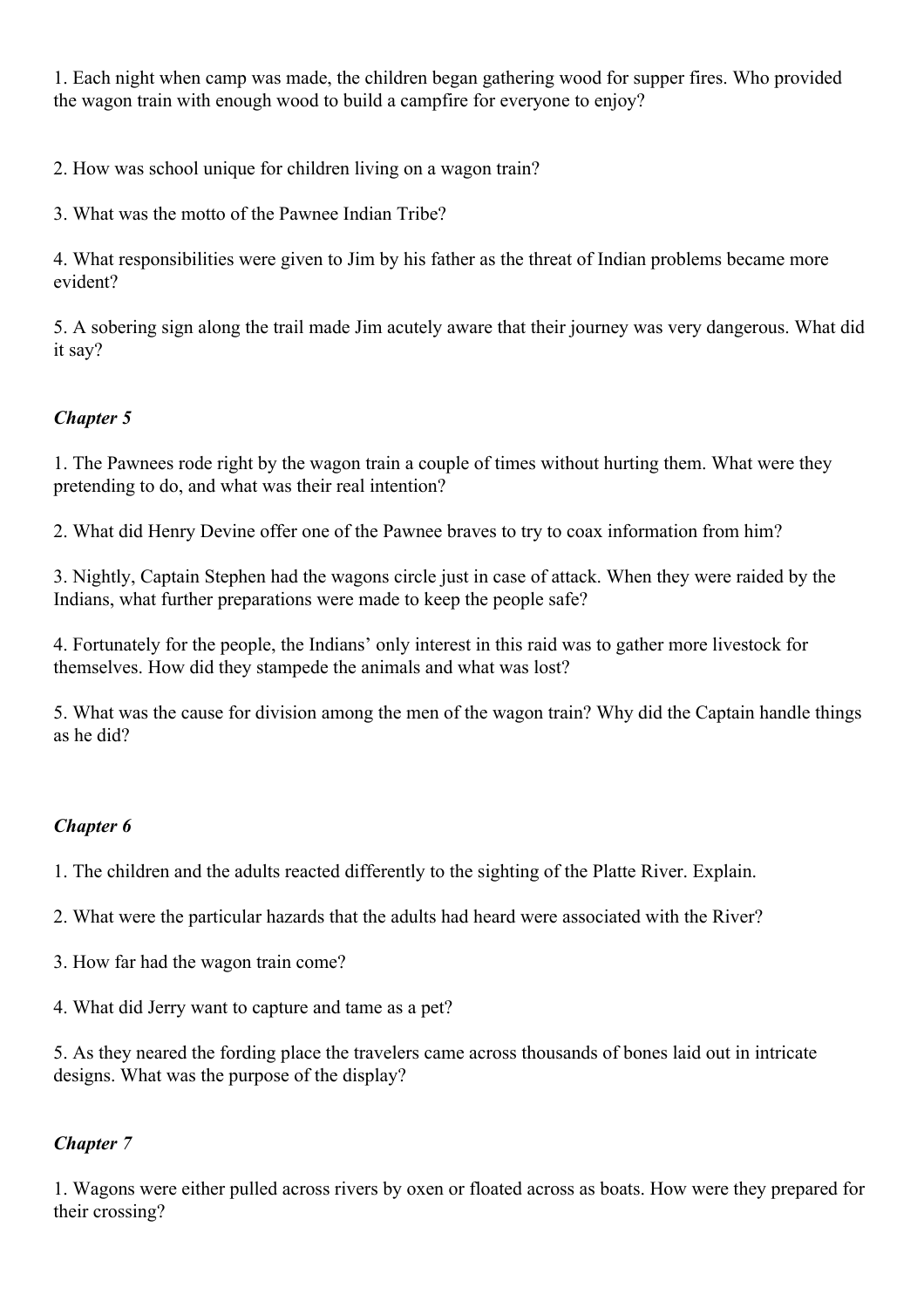1. Each night when camp was made, the children began gathering wood for supper fires. Who provided the wagon train with enough wood to build a campfire for everyone to enjoy?

2. How was school unique for children living on a wagon train?

3. What was the motto of the Pawnee Indian Tribe?

4. What responsibilities were given to Jim by his father as the threat of Indian problems became more evident?

5. A sobering sign along the trail made Jim acutely aware that their journey was very dangerous. What did it say?

### *Chapter 5*

1. The Pawnees rode right by the wagon train a couple of times without hurting them. What were they pretending to do, and what was their real intention?

2. What did Henry Devine offer one of the Pawnee braves to try to coax information from him?

3. Nightly, Captain Stephen had the wagons circle just in case of attack. When they were raided by the Indians, what further preparations were made to keep the people safe?

4. Fortunately for the people, the Indians' only interest in this raid was to gather more livestock for themselves. How did they stampede the animals and what was lost?

5. What was the cause for division among the men of the wagon train? Why did the Captain handle things as he did?

### *Chapter 6*

1. The children and the adults reacted differently to the sighting of the Platte River. Explain.

2. What were the particular hazards that the adults had heard were associated with the River?

3. How far had the wagon train come?

4. What did Jerry want to capture and tame as a pet?

5. As they neared the fording place the travelers came across thousands of bones laid out in intricate designs. What was the purpose of the display?

### *Chapter 7*

1. Wagons were either pulled across rivers by oxen or floated across as boats. How were they prepared for their crossing?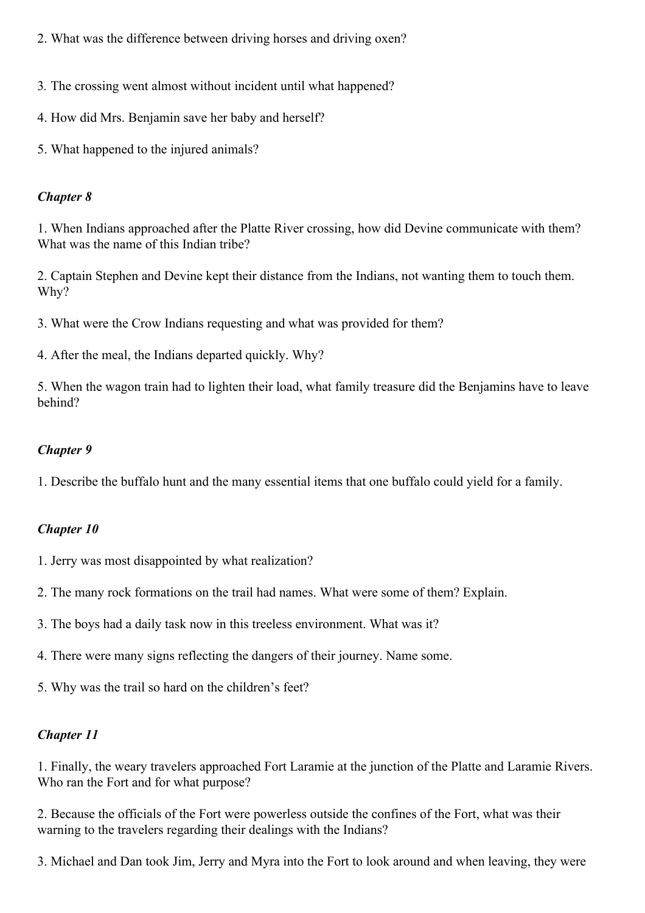2. What was the difference between driving horses and driving oxen?

3. The crossing went almost without incident until what happened?

4. How did Mrs. Benjamin save her baby and herself?

5. What happened to the injured animals?

### *Chapter 8*

1. When Indians approached after the Platte River crossing, how did Devine communicate with them? What was the name of this Indian tribe?

2. Captain Stephen and Devine kept their distance from the Indians, not wanting them to touch them. Why?

3. What were the Crow Indians requesting and what was provided for them?

4. After the meal, the Indians departed quickly. Why?

5. When the wagon train had to lighten their load, what family treasure did the Benjamins have to leave behind?

### *Chapter 9*

1. Describe the buffalo hunt and the many essential items that one buffalo could yield for a family.

### *Chapter 10*

1. Jerry was most disappointed by what realization?

2. The many rock formations on the trail had names. What were some of them? Explain.

3. The boys had a daily task now in this treeless environment. What was it?

4. There were many signs reflecting the dangers of their journey. Name some.

5. Why was the trail so hard on the children's feet?

### *Chapter 11*

1. Finally, the weary travelers approached Fort Laramie at the junction of the Platte and Laramie Rivers. Who ran the Fort and for what purpose?

2. Because the officials of the Fort were powerless outside the confines of the Fort, what was their warning to the travelers regarding their dealings with the Indians?

3. Michael and Dan took Jim, Jerry and Myra into the Fort to look around and when leaving, they were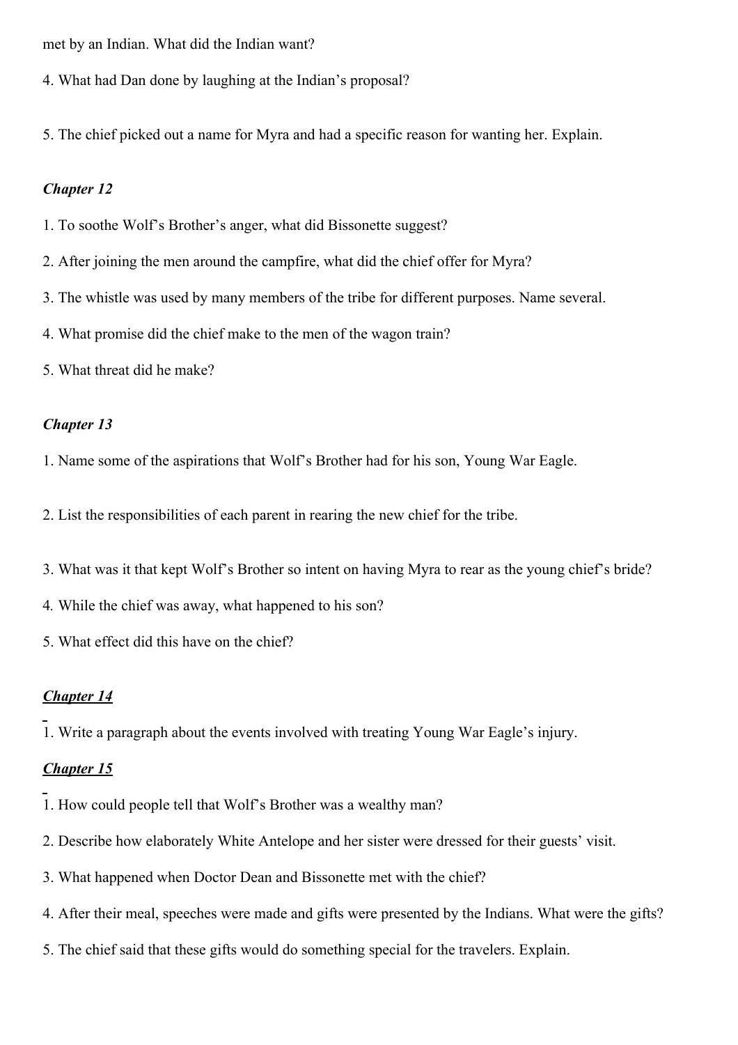met by an Indian. What did the Indian want?

4. What had Dan done by laughing at the Indian's proposal?

5. The chief picked out a name for Myra and had a specific reason for wanting her. Explain.

### *Chapter 12*

1. To soothe Wolf's Brother's anger, what did Bissonette suggest?

2. After joining the men around the campfire, what did the chief offer for Myra?

3. The whistle was used by many members of the tribe for different purposes. Name several.

4. What promise did the chief make to the men of the wagon train?

5. What threat did he make?

### *Chapter 13*

1. Name some of the aspirations that Wolf's Brother had for his son, Young War Eagle.

2. List the responsibilities of each parent in rearing the new chief for the tribe.

3. What was it that kept Wolf's Brother so intent on having Myra to rear as the young chief's bride?

4. While the chief was away, what happened to his son?

5. What effect did this have on the chief?

### ***<u>Chapter 14</u>***

1. Write a paragraph about the events involved with treating Young War Eagle's injury.

### ***<u>Chapter 15</u>***

1. How could people tell that Wolf's Brother was a wealthy man?

2. Describe how elaborately White Antelope and her sister were dressed for their guests' visit.

3. What happened when Doctor Dean and Bissonette met with the chief?

4. After their meal, speeches were made and gifts were presented by the Indians. What were the gifts?

5. The chief said that these gifts would do something special for the travelers. Explain.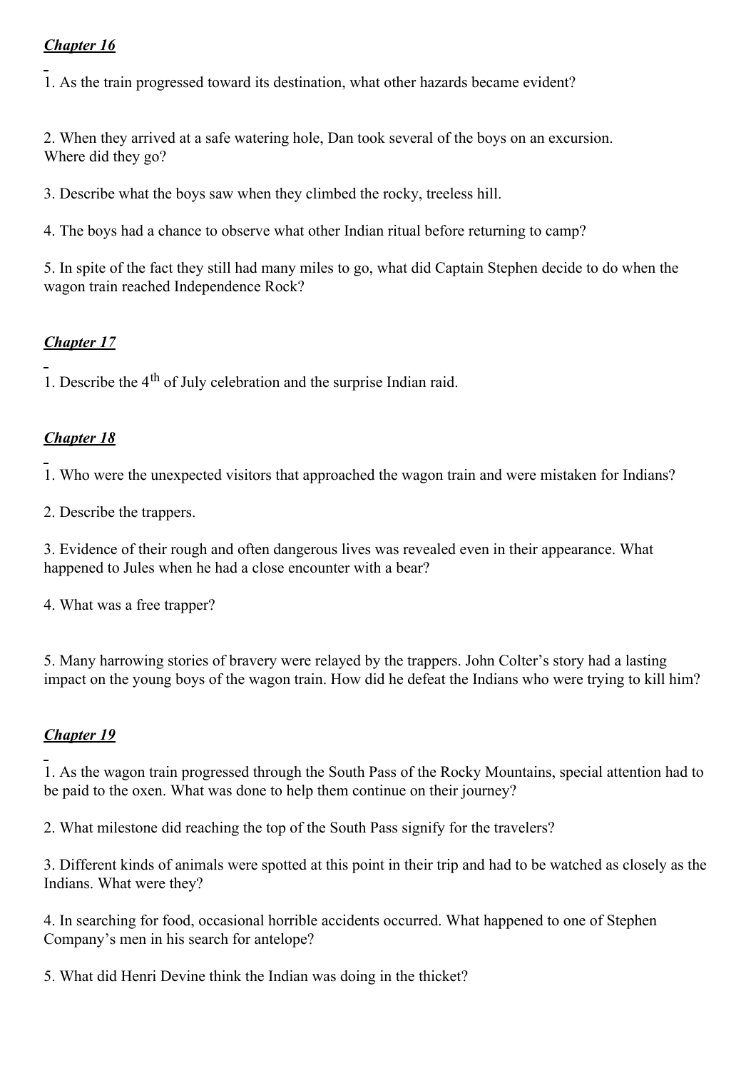***Chapter 16***

1. As the train progressed toward its destination, what other hazards became evident?

2. When they arrived at a safe watering hole, Dan took several of the boys on an excursion. Where did they go?

3. Describe what the boys saw when they climbed the rocky, treeless hill.

4. The boys had a chance to observe what other Indian ritual before returning to camp?

5. In spite of the fact they still had many miles to go, what did Captain Stephen decide to do when the wagon train reached Independence Rock?

***Chapter 17***

1. Describe the 4th of July celebration and the surprise Indian raid.

***Chapter 18***

1. Who were the unexpected visitors that approached the wagon train and were mistaken for Indians?

2. Describe the trappers.

3. Evidence of their rough and often dangerous lives was revealed even in their appearance. What happened to Jules when he had a close encounter with a bear?

4. What was a free trapper?

5. Many harrowing stories of bravery were relayed by the trappers. John Colter's story had a lasting impact on the young boys of the wagon train. How did he defeat the Indians who were trying to kill him?

***Chapter 19***

1. As the wagon train progressed through the South Pass of the Rocky Mountains, special attention had to be paid to the oxen. What was done to help them continue on their journey?

2. What milestone did reaching the top of the South Pass signify for the travelers?

3. Different kinds of animals were spotted at this point in their trip and had to be watched as closely as the Indians. What were they?

4. In searching for food, occasional horrible accidents occurred. What happened to one of Stephen Company's men in his search for antelope?

5. What did Henri Devine think the Indian was doing in the thicket?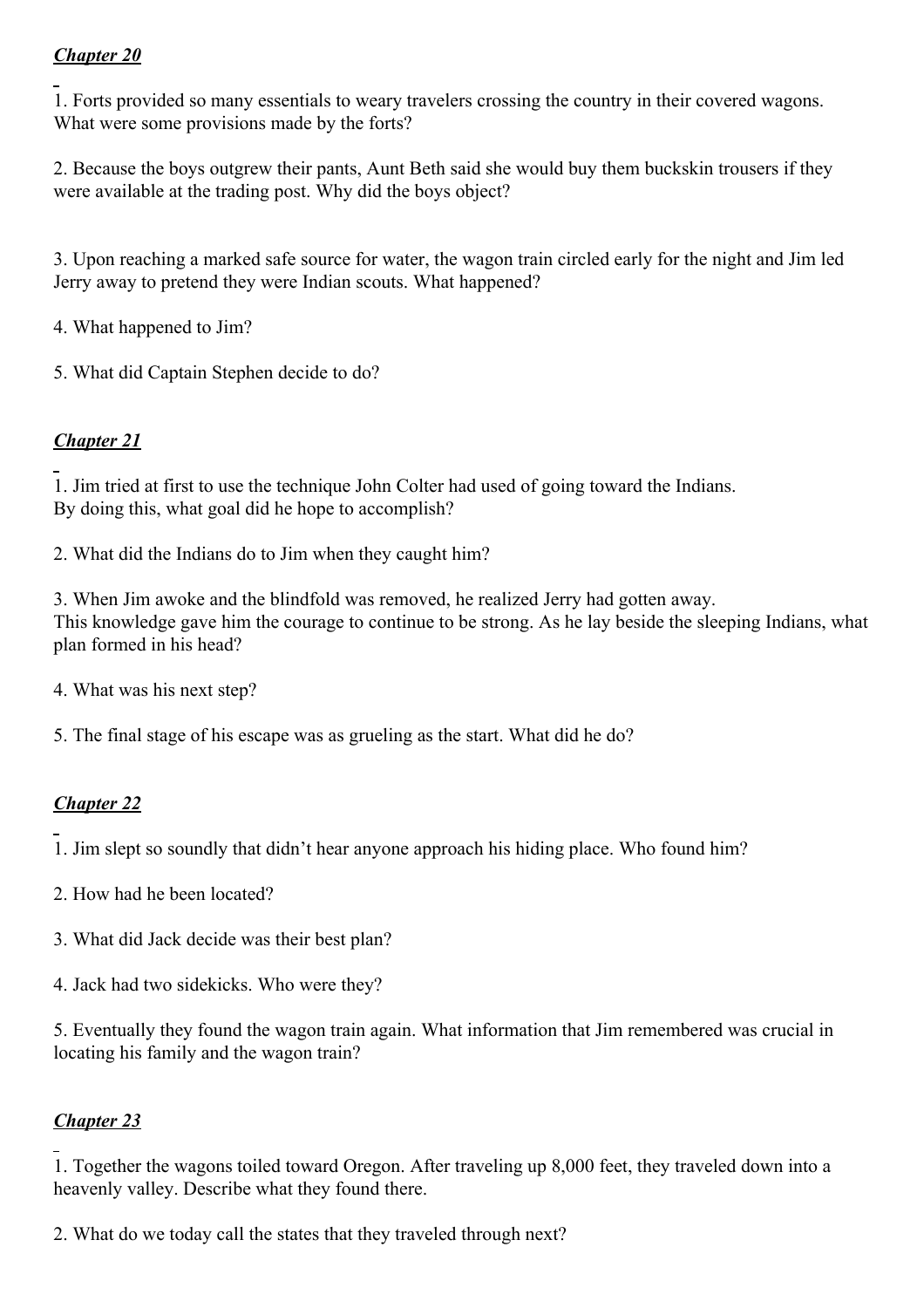***Chapter 20***

1. Forts provided so many essentials to weary travelers crossing the country in their covered wagons. What were some provisions made by the forts?

2. Because the boys outgrew their pants, Aunt Beth said she would buy them buckskin trousers if they were available at the trading post. Why did the boys object?

3. Upon reaching a marked safe source for water, the wagon train circled early for the night and Jim led Jerry away to pretend they were Indian scouts. What happened?

4. What happened to Jim?

5. What did Captain Stephen decide to do?

***Chapter 21***

1. Jim tried at first to use the technique John Colter had used of going toward the Indians.
By doing this, what goal did he hope to accomplish?

2. What did the Indians do to Jim when they caught him?

3. When Jim awoke and the blindfold was removed, he realized Jerry had gotten away.
This knowledge gave him the courage to continue to be strong. As he lay beside the sleeping Indians, what plan formed in his head?

4. What was his next step?

5. The final stage of his escape was as grueling as the start. What did he do?

***Chapter 22***

1. Jim slept so soundly that didn't hear anyone approach his hiding place. Who found him?

2. How had he been located?

3. What did Jack decide was their best plan?

4. Jack had two sidekicks. Who were they?

5. Eventually they found the wagon train again. What information that Jim remembered was crucial in locating his family and the wagon train?

***Chapter 23***

1. Together the wagons toiled toward Oregon. After traveling up 8,000 feet, they traveled down into a heavenly valley. Describe what they found there.

2. What do we today call the states that they traveled through next?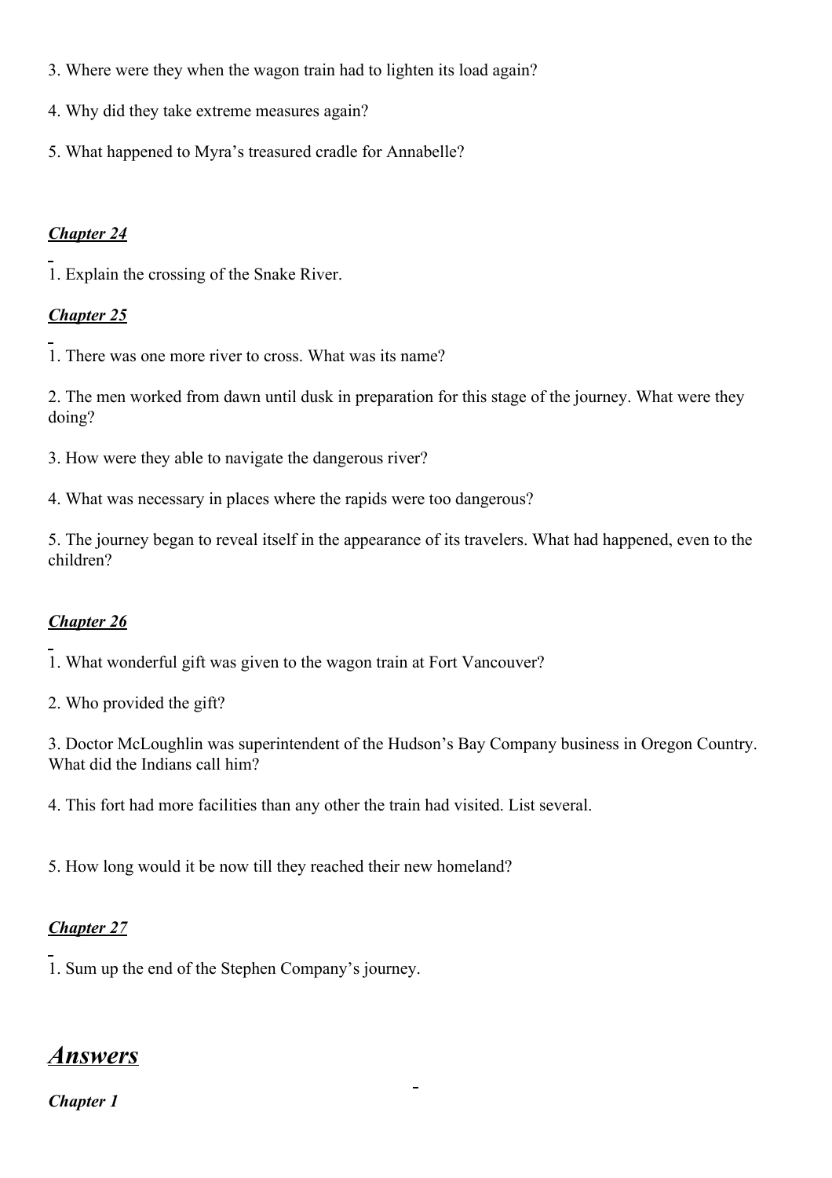3. Where were they when the wagon train had to lighten its load again?

4. Why did they take extreme measures again?

5. What happened to Myra's treasured cradle for Annabelle?

### *Chapter 24*

1. Explain the crossing of the Snake River.

### *Chapter 25*

1. There was one more river to cross. What was its name?

2. The men worked from dawn until dusk in preparation for this stage of the journey. What were they doing?

3. How were they able to navigate the dangerous river?

4. What was necessary in places where the rapids were too dangerous?

5. The journey began to reveal itself in the appearance of its travelers. What had happened, even to the children?

### *Chapter 26*

1. What wonderful gift was given to the wagon train at Fort Vancouver?

2. Who provided the gift?

3. Doctor McLoughlin was superintendent of the Hudson's Bay Company business in Oregon Country. What did the Indians call him?

4. This fort had more facilities than any other the train had visited. List several.

5. How long would it be now till they reached their new homeland?

### *Chapter 27*

1. Sum up the end of the Stephen Company's journey.

## *Answers*

### *Chapter 1*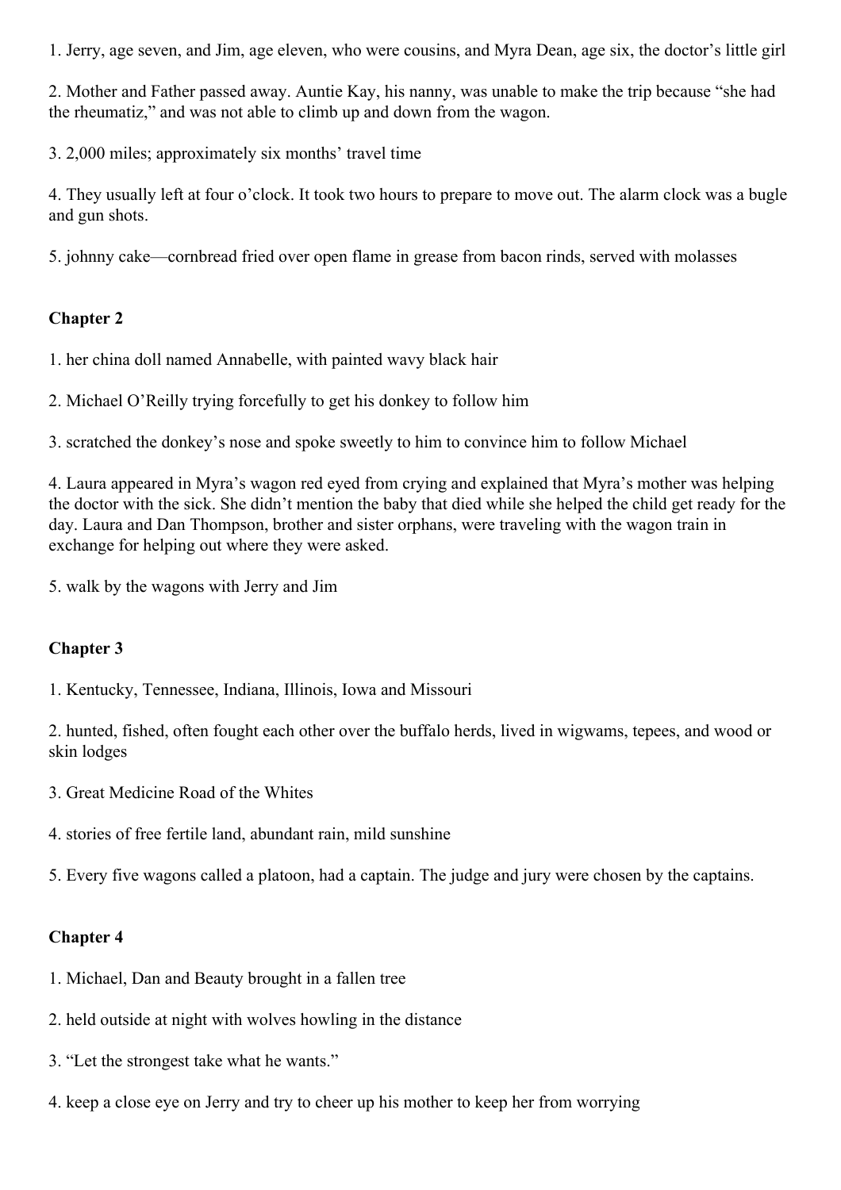1. Jerry, age seven, and Jim, age eleven, who were cousins, and Myra Dean, age six, the doctor's little girl

2. Mother and Father passed away. Auntie Kay, his nanny, was unable to make the trip because "she had the rheumatiz," and was not able to climb up and down from the wagon.

3. 2,000 miles; approximately six months' travel time

4. They usually left at four o'clock. It took two hours to prepare to move out. The alarm clock was a bugle and gun shots.

5. johnny cake—cornbread fried over open flame in grease from bacon rinds, served with molasses

**Chapter 2**

1. her china doll named Annabelle, with painted wavy black hair

2. Michael O'Reilly trying forcefully to get his donkey to follow him

3. scratched the donkey's nose and spoke sweetly to him to convince him to follow Michael

4. Laura appeared in Myra's wagon red eyed from crying and explained that Myra's mother was helping the doctor with the sick. She didn't mention the baby that died while she helped the child get ready for the day. Laura and Dan Thompson, brother and sister orphans, were traveling with the wagon train in exchange for helping out where they were asked.

5. walk by the wagons with Jerry and Jim

**Chapter 3**

1. Kentucky, Tennessee, Indiana, Illinois, Iowa and Missouri

2. hunted, fished, often fought each other over the buffalo herds, lived in wigwams, tepees, and wood or skin lodges

3. Great Medicine Road of the Whites

4. stories of free fertile land, abundant rain, mild sunshine

5. Every five wagons called a platoon, had a captain. The judge and jury were chosen by the captains.

**Chapter 4**

1. Michael, Dan and Beauty brought in a fallen tree

2. held outside at night with wolves howling in the distance

3. "Let the strongest take what he wants."

4. keep a close eye on Jerry and try to cheer up his mother to keep her from worrying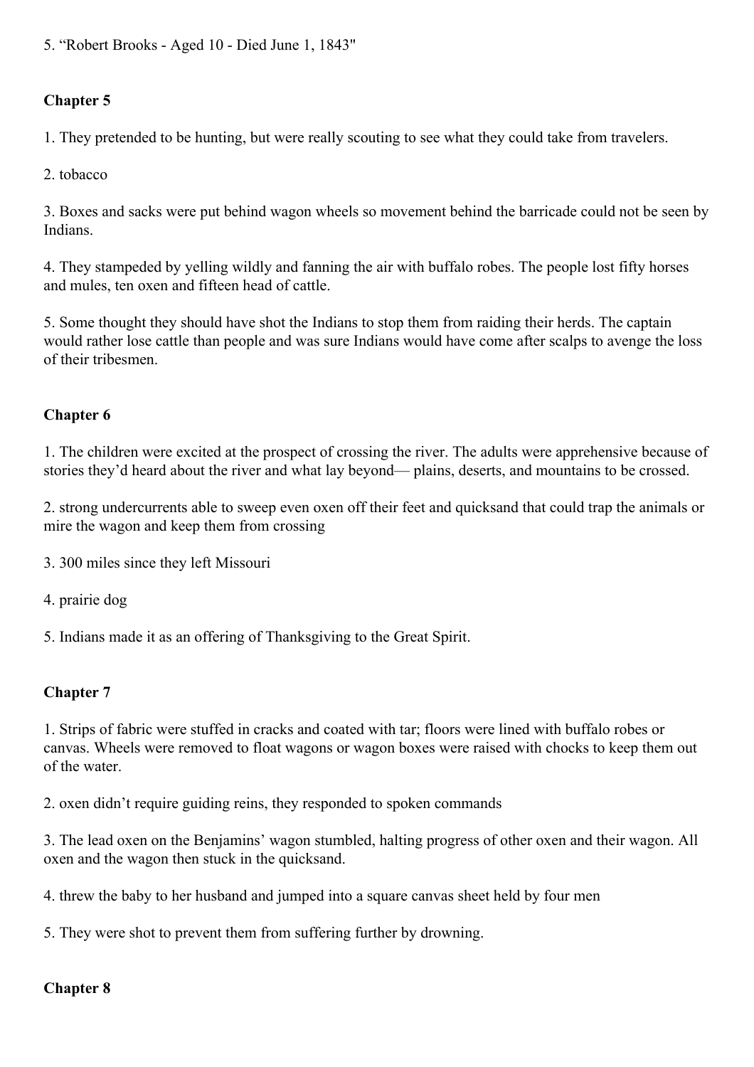5. “Robert Brooks - Aged 10 - Died June 1, 1843"

**Chapter 5**

1. They pretended to be hunting, but were really scouting to see what they could take from travelers.

2. tobacco

3. Boxes and sacks were put behind wagon wheels so movement behind the barricade could not be seen by Indians.

4. They stampeded by yelling wildly and fanning the air with buffalo robes. The people lost fifty horses and mules, ten oxen and fifteen head of cattle.

5. Some thought they should have shot the Indians to stop them from raiding their herds. The captain would rather lose cattle than people and was sure Indians would have come after scalps to avenge the loss of their tribesmen.

**Chapter 6**

1. The children were excited at the prospect of crossing the river. The adults were apprehensive because of stories they’d heard about the river and what lay beyond— plains, deserts, and mountains to be crossed.

2. strong undercurrents able to sweep even oxen off their feet and quicksand that could trap the animals or mire the wagon and keep them from crossing

3. 300 miles since they left Missouri

4. prairie dog

5. Indians made it as an offering of Thanksgiving to the Great Spirit.

**Chapter 7**

1. Strips of fabric were stuffed in cracks and coated with tar; floors were lined with buffalo robes or canvas. Wheels were removed to float wagons or wagon boxes were raised with chocks to keep them out of the water.

2. oxen didn’t require guiding reins, they responded to spoken commands

3. The lead oxen on the Benjamins’ wagon stumbled, halting progress of other oxen and their wagon. All oxen and the wagon then stuck in the quicksand.

4. threw the baby to her husband and jumped into a square canvas sheet held by four men

5. They were shot to prevent them from suffering further by drowning.

**Chapter 8**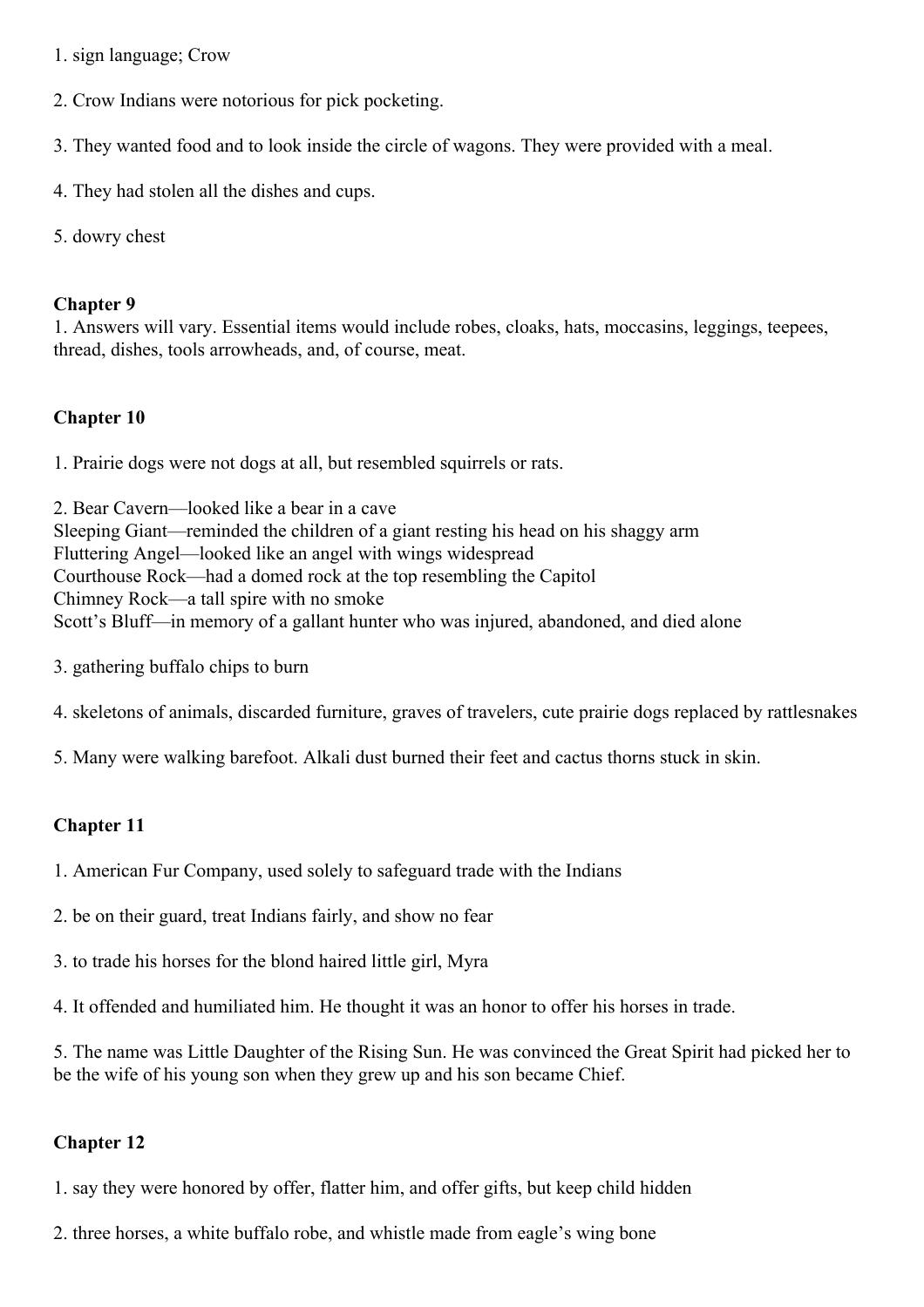1. sign language; Crow

2. Crow Indians were notorious for pick pocketing.

3. They wanted food and to look inside the circle of wagons. They were provided with a meal.

4. They had stolen all the dishes and cups.

5. dowry chest

### Chapter 9

1. Answers will vary. Essential items would include robes, cloaks, hats, moccasins, leggings, teepees, thread, dishes, tools arrowheads, and, of course, meat.

### Chapter 10

1. Prairie dogs were not dogs at all, but resembled squirrels or rats.

2. Bear Cavern—looked like a bear in a cave
Sleeping Giant—reminded the children of a giant resting his head on his shaggy arm
Fluttering Angel—looked like an angel with wings widespread
Courthouse Rock—had a domed rock at the top resembling the Capitol
Chimney Rock—a tall spire with no smoke
Scott's Bluff—in memory of a gallant hunter who was injured, abandoned, and died alone

3. gathering buffalo chips to burn

4. skeletons of animals, discarded furniture, graves of travelers, cute prairie dogs replaced by rattlesnakes

5. Many were walking barefoot. Alkali dust burned their feet and cactus thorns stuck in skin.

### Chapter 11

1. American Fur Company, used solely to safeguard trade with the Indians

2. be on their guard, treat Indians fairly, and show no fear

3. to trade his horses for the blond haired little girl, Myra

4. It offended and humiliated him. He thought it was an honor to offer his horses in trade.

5. The name was Little Daughter of the Rising Sun. He was convinced the Great Spirit had picked her to be the wife of his young son when they grew up and his son became Chief.

### Chapter 12

1. say they were honored by offer, flatter him, and offer gifts, but keep child hidden

2. three horses, a white buffalo robe, and whistle made from eagle's wing bone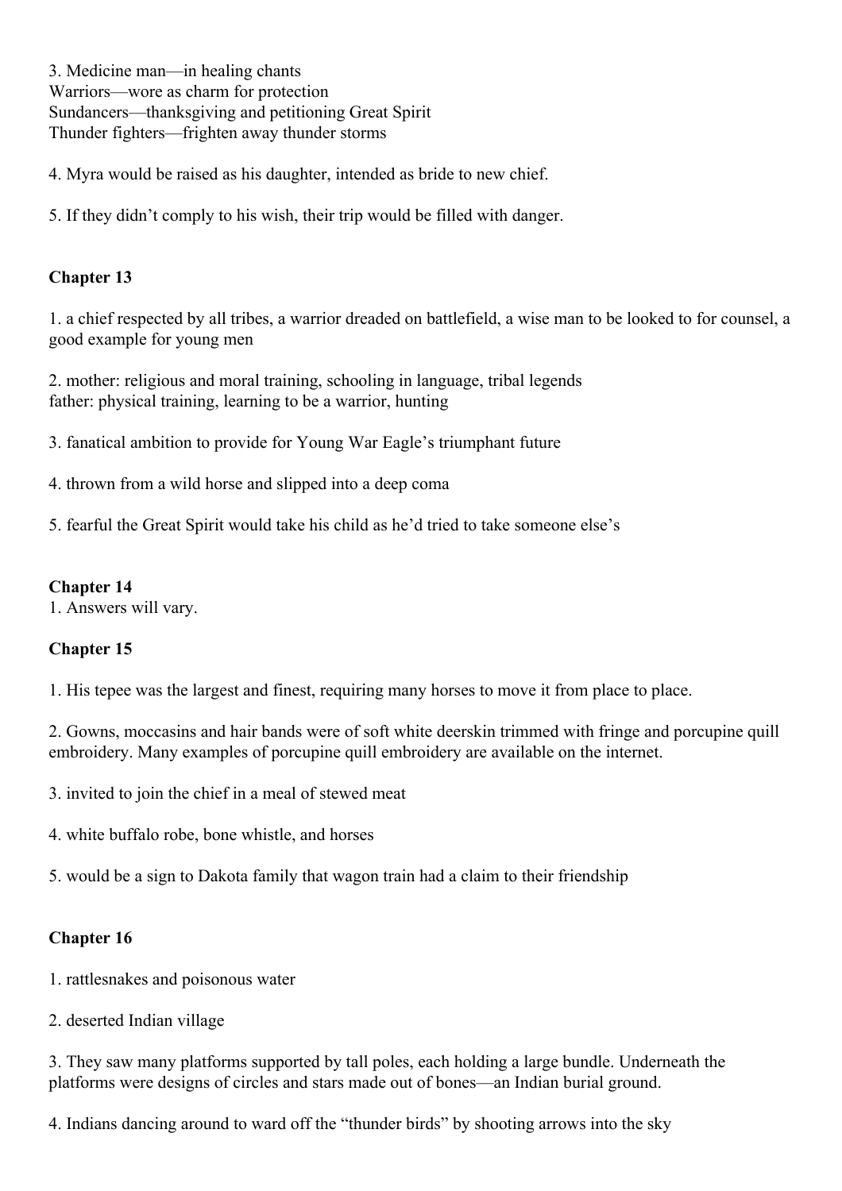3. Medicine man—in healing chants
Warriors—wore as charm for protection
Sundancers—thanksgiving and petitioning Great Spirit
Thunder fighters—frighten away thunder storms

4. Myra would be raised as his daughter, intended as bride to new chief.

5. If they didn't comply to his wish, their trip would be filled with danger.

**Chapter 13**

1. a chief respected by all tribes, a warrior dreaded on battlefield, a wise man to be looked to for counsel, a good example for young men

2. mother: religious and moral training, schooling in language, tribal legends
father: physical training, learning to be a warrior, hunting

3. fanatical ambition to provide for Young War Eagle's triumphant future

4. thrown from a wild horse and slipped into a deep coma

5. fearful the Great Spirit would take his child as he'd tried to take someone else's

**Chapter 14**

1. Answers will vary.

**Chapter 15**

1. His tepee was the largest and finest, requiring many horses to move it from place to place.

2. Gowns, moccasins and hair bands were of soft white deerskin trimmed with fringe and porcupine quill embroidery. Many examples of porcupine quill embroidery are available on the internet.

3. invited to join the chief in a meal of stewed meat

4. white buffalo robe, bone whistle, and horses

5. would be a sign to Dakota family that wagon train had a claim to their friendship

**Chapter 16**

1. rattlesnakes and poisonous water

2. deserted Indian village

3. They saw many platforms supported by tall poles, each holding a large bundle. Underneath the platforms were designs of circles and stars made out of bones—an Indian burial ground.

4. Indians dancing around to ward off the "thunder birds" by shooting arrows into the sky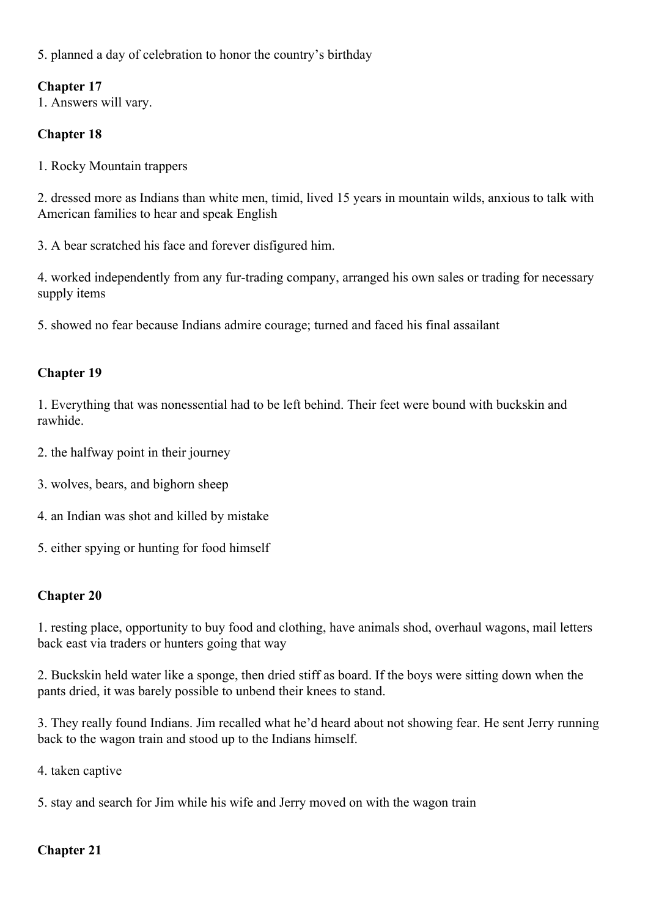5. planned a day of celebration to honor the country's birthday

**Chapter 17**

1. Answers will vary.

**Chapter 18**

1. Rocky Mountain trappers

2. dressed more as Indians than white men, timid, lived 15 years in mountain wilds, anxious to talk with American families to hear and speak English

3. A bear scratched his face and forever disfigured him.

4. worked independently from any fur-trading company, arranged his own sales or trading for necessary supply items

5. showed no fear because Indians admire courage; turned and faced his final assailant

**Chapter 19**

1. Everything that was nonessential had to be left behind. Their feet were bound with buckskin and rawhide.

2. the halfway point in their journey

3. wolves, bears, and bighorn sheep

4. an Indian was shot and killed by mistake

5. either spying or hunting for food himself

**Chapter 20**

1. resting place, opportunity to buy food and clothing, have animals shod, overhaul wagons, mail letters back east via traders or hunters going that way

2. Buckskin held water like a sponge, then dried stiff as board. If the boys were sitting down when the pants dried, it was barely possible to unbend their knees to stand.

3. They really found Indians. Jim recalled what he'd heard about not showing fear. He sent Jerry running back to the wagon train and stood up to the Indians himself.

4. taken captive

5. stay and search for Jim while his wife and Jerry moved on with the wagon train

**Chapter 21**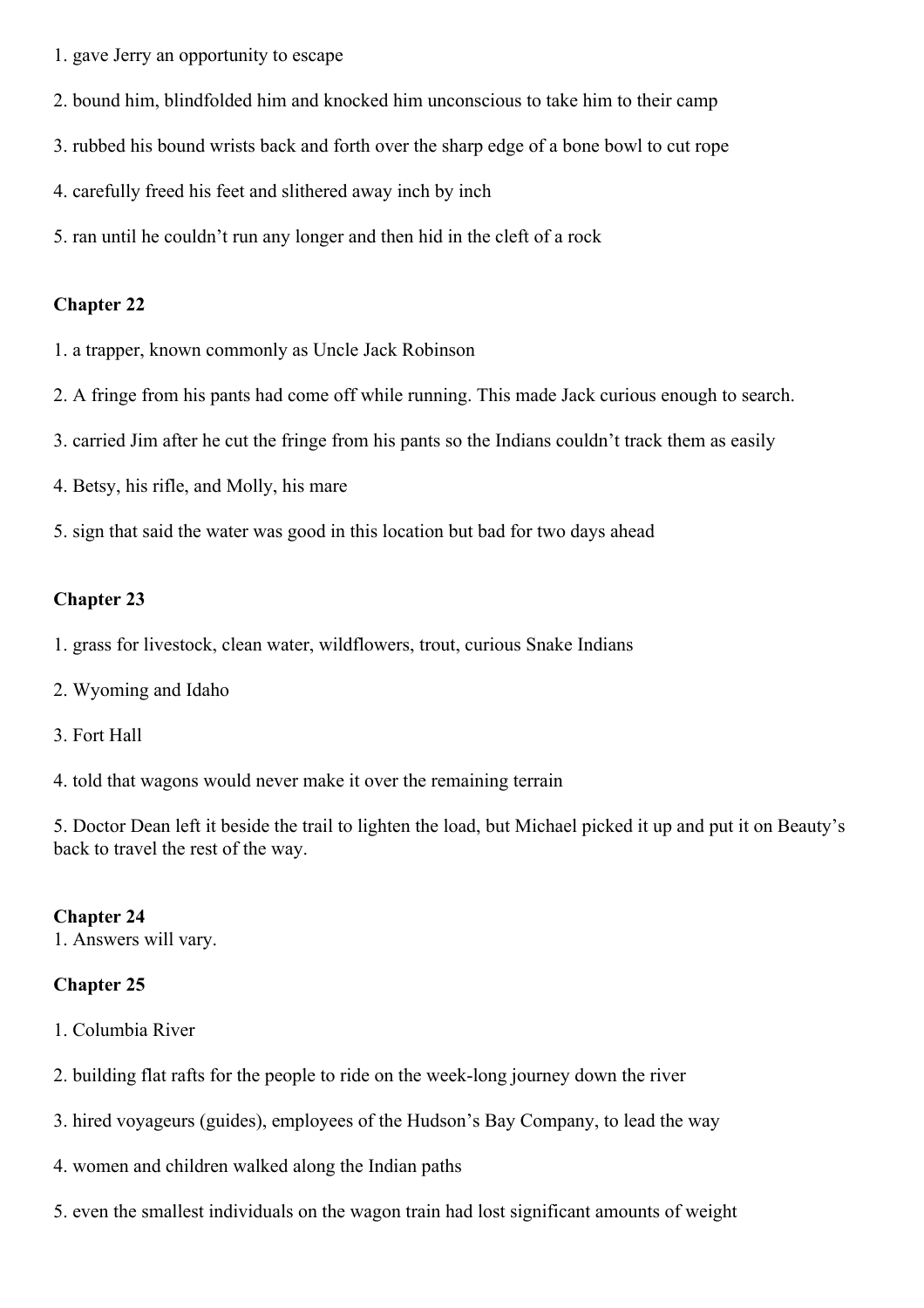1. gave Jerry an opportunity to escape

2. bound him, blindfolded him and knocked him unconscious to take him to their camp

3. rubbed his bound wrists back and forth over the sharp edge of a bone bowl to cut rope

4. carefully freed his feet and slithered away inch by inch

5. ran until he couldn't run any longer and then hid in the cleft of a rock

**Chapter 22**

1. a trapper, known commonly as Uncle Jack Robinson

2. A fringe from his pants had come off while running. This made Jack curious enough to search.

3. carried Jim after he cut the fringe from his pants so the Indians couldn't track them as easily

4. Betsy, his rifle, and Molly, his mare

5. sign that said the water was good in this location but bad for two days ahead

**Chapter 23**

1. grass for livestock, clean water, wildflowers, trout, curious Snake Indians

2. Wyoming and Idaho

3. Fort Hall

4. told that wagons would never make it over the remaining terrain

5. Doctor Dean left it beside the trail to lighten the load, but Michael picked it up and put it on Beauty's back to travel the rest of the way.

**Chapter 24**

1. Answers will vary.

**Chapter 25**

1. Columbia River

2. building flat rafts for the people to ride on the week-long journey down the river

3. hired voyageurs (guides), employees of the Hudson's Bay Company, to lead the way

4. women and children walked along the Indian paths

5. even the smallest individuals on the wagon train had lost significant amounts of weight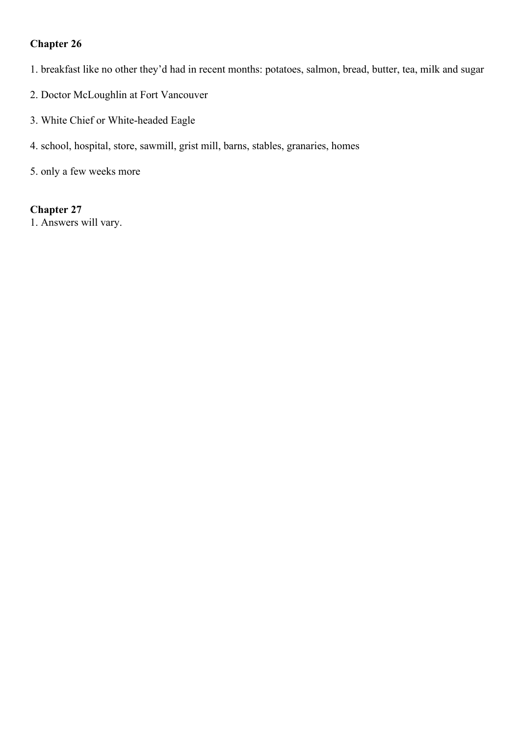**Chapter 26**

1. breakfast like no other they'd had in recent months: potatoes, salmon, bread, butter, tea, milk and sugar
2. Doctor McLoughlin at Fort Vancouver
3. White Chief or White-headed Eagle
4. school, hospital, store, sawmill, grist mill, barns, stables, granaries, homes
5. only a few weeks more

**Chapter 27**

1. Answers will vary.